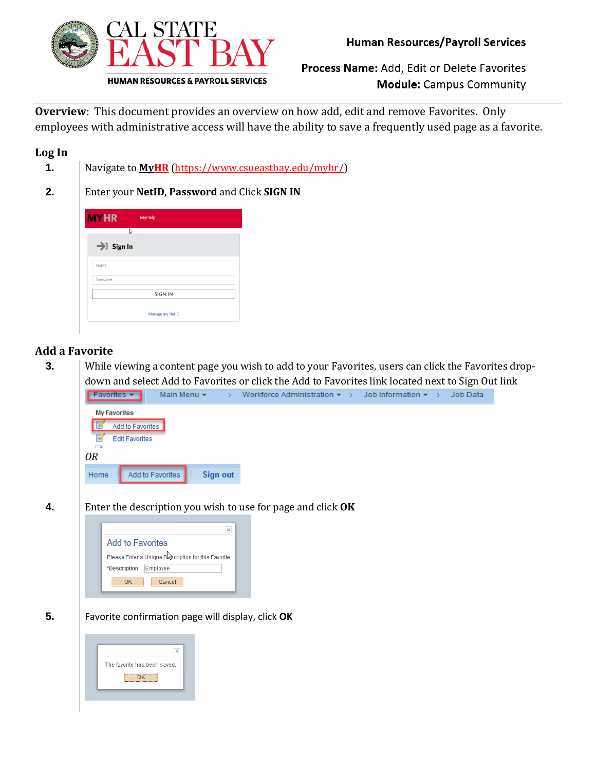**CAL STATE EAST BAY**
**HUMAN RESOURCES & PAYROLL SERVICES**

**Human Resources/Payroll Services**

**Process Name:** Add, Edit or Delete Favorites
**Module:** Campus Community

**Overview**: This document provides an overview on how add, edit and remove Favorites. Only employees with administrative access will have the ability to save a frequently used page as a favorite.

## Log In

1. Navigate to **MyHR** (https://www.csueastbay.edu/myhr/)
2. Enter your **NetID**, **Password** and Click **SIGN IN**

## Add a Favorite

3. While viewing a content page you wish to add to your Favorites, users can click the Favorites drop-down and select Add to Favorites or click the Add to Favorites link located next to Sign Out link

   *OR*

4. Enter the description you wish to use for page and click **OK**
5. Favorite confirmation page will display, click **OK**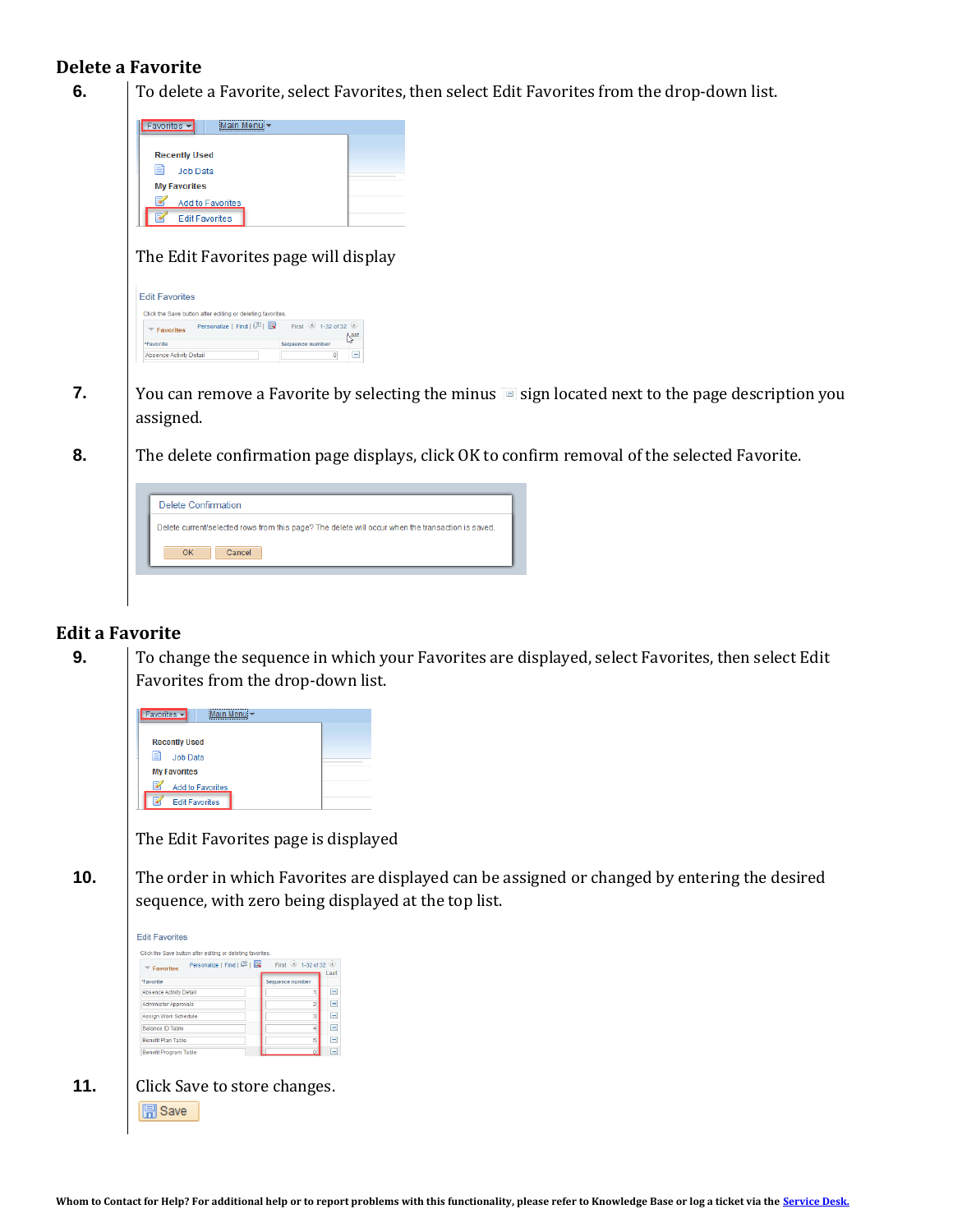## Delete a Favorite

**6.** To delete a Favorite, select Favorites, then select Edit Favorites from the drop-down list.

The Edit Favorites page will display

**7.** You can remove a Favorite by selecting the minus sign located next to the page description you assigned.

**8.** The delete confirmation page displays, click OK to confirm removal of the selected Favorite.

## Edit a Favorite

**9.** To change the sequence in which your Favorites are displayed, select Favorites, then select Edit Favorites from the drop-down list.

The Edit Favorites page is displayed

**10.** The order in which Favorites are displayed can be assigned or changed by entering the desired sequence, with zero being displayed at the top list.

**11.** Click Save to store changes.

**Whom to Contact for Help? For additional help or to report problems with this functionality, please refer to Knowledge Base or log a ticket via the Service Desk.**